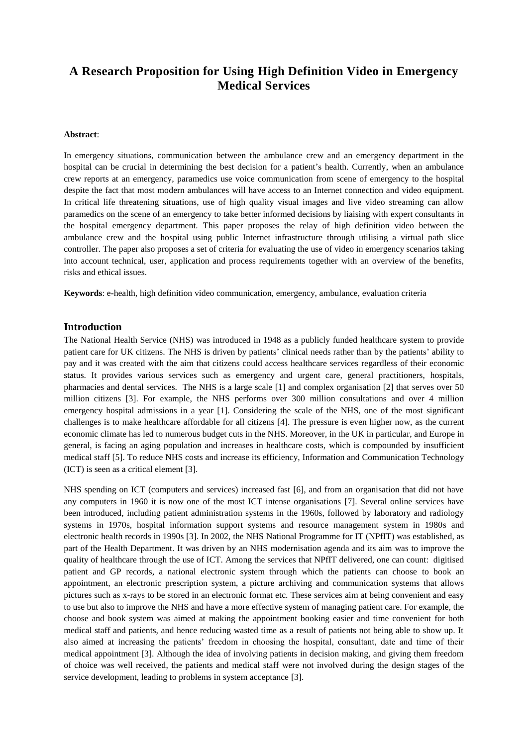# A Research Proposition for Using High Definition Video in Emergency Medical Services

**Abstract**:

In emergency situations, communication between the ambulance crew and an emergency department in the hospital can be crucial in determining the best decision for a patient's health. Currently, when an ambulance crew reports at an emergency, paramedics use voice communication from scene of emergency to the hospital despite the fact that most modern ambulances will have access to an Internet connection and video equipment. In critical life threatening situations, use of high quality visual images and live video streaming can allow paramedics on the scene of an emergency to take better informed decisions by liaising with expert consultants in the hospital emergency department. This paper proposes the relay of high definition video between the ambulance crew and the hospital using public Internet infrastructure through utilising a virtual path slice controller. The paper also proposes a set of criteria for evaluating the use of video in emergency scenarios taking into account technical, user, application and process requirements together with an overview of the benefits, risks and ethical issues.

**Keywords**: e-health, high definition video communication, emergency, ambulance, evaluation criteria

## Introduction

The National Health Service (NHS) was introduced in 1948 as a publicly funded healthcare system to provide patient care for UK citizens. The NHS is driven by patients' clinical needs rather than by the patients' ability to pay and it was created with the aim that citizens could access healthcare services regardless of their economic status. It provides various services such as emergency and urgent care, general practitioners, hospitals, pharmacies and dental services. The NHS is a large scale [1] and complex organisation [2] that serves over 50 million citizens [3]. For example, the NHS performs over 300 million consultations and over 4 million emergency hospital admissions in a year [1]. Considering the scale of the NHS, one of the most significant challenges is to make healthcare affordable for all citizens [4]. The pressure is even higher now, as the current economic climate has led to numerous budget cuts in the NHS. Moreover, in the UK in particular, and Europe in general, is facing an aging population and increases in healthcare costs, which is compounded by insufficient medical staff [5]. To reduce NHS costs and increase its efficiency, Information and Communication Technology (ICT) is seen as a critical element [3].

NHS spending on ICT (computers and services) increased fast [6], and from an organisation that did not have any computers in 1960 it is now one of the most ICT intense organisations [7]. Several online services have been introduced, including patient administration systems in the 1960s, followed by laboratory and radiology systems in 1970s, hospital information support systems and resource management system in 1980s and electronic health records in 1990s [3]. In 2002, the NHS National Programme for IT (NPfIT) was established, as part of the Health Department. It was driven by an NHS modernisation agenda and its aim was to improve the quality of healthcare through the use of ICT. Among the services that NPfIT delivered, one can count: digitised patient and GP records, a national electronic system through which the patients can choose to book an appointment, an electronic prescription system, a picture archiving and communication systems that allows pictures such as x-rays to be stored in an electronic format etc. These services aim at being convenient and easy to use but also to improve the NHS and have a more effective system of managing patient care. For example, the choose and book system was aimed at making the appointment booking easier and time convenient for both medical staff and patients, and hence reducing wasted time as a result of patients not being able to show up. It also aimed at increasing the patients' freedom in choosing the hospital, consultant, date and time of their medical appointment [3]. Although the idea of involving patients in decision making, and giving them freedom of choice was well received, the patients and medical staff were not involved during the design stages of the service development, leading to problems in system acceptance [3].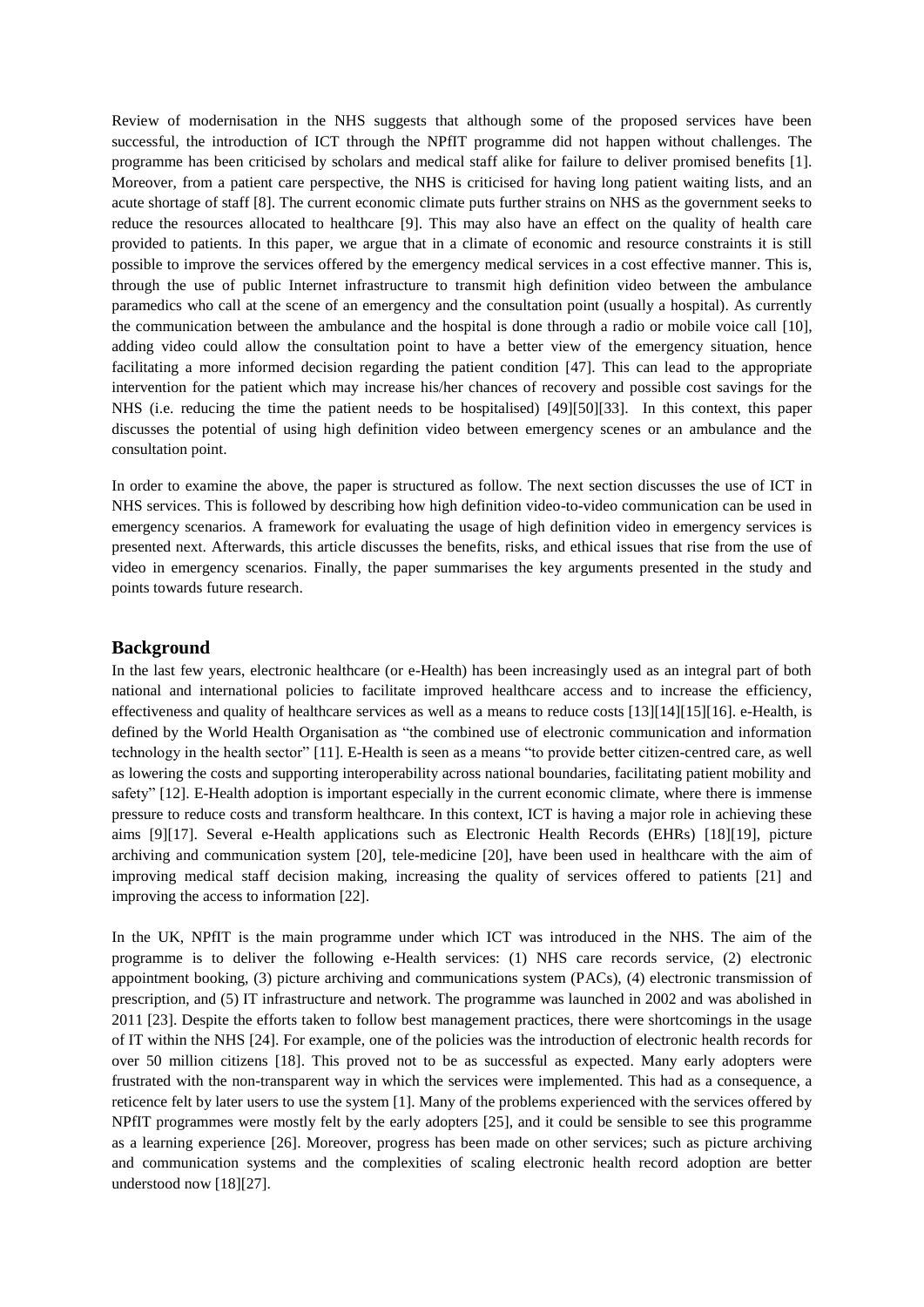Review of modernisation in the NHS suggests that although some of the proposed services have been successful, the introduction of ICT through the NPfIT programme did not happen without challenges. The programme has been criticised by scholars and medical staff alike for failure to deliver promised benefits [1]. Moreover, from a patient care perspective, the NHS is criticised for having long patient waiting lists, and an acute shortage of staff [8]. The current economic climate puts further strains on NHS as the government seeks to reduce the resources allocated to healthcare [9]. This may also have an effect on the quality of health care provided to patients. In this paper, we argue that in a climate of economic and resource constraints it is still possible to improve the services offered by the emergency medical services in a cost effective manner. This is, through the use of public Internet infrastructure to transmit high definition video between the ambulance paramedics who call at the scene of an emergency and the consultation point (usually a hospital). As currently the communication between the ambulance and the hospital is done through a radio or mobile voice call [10], adding video could allow the consultation point to have a better view of the emergency situation, hence facilitating a more informed decision regarding the patient condition [47]. This can lead to the appropriate intervention for the patient which may increase his/her chances of recovery and possible cost savings for the NHS (i.e. reducing the time the patient needs to be hospitalised) [49][50][33]. In this context, this paper discusses the potential of using high definition video between emergency scenes or an ambulance and the consultation point.

In order to examine the above, the paper is structured as follow. The next section discusses the use of ICT in NHS services. This is followed by describing how high definition video-to-video communication can be used in emergency scenarios. A framework for evaluating the usage of high definition video in emergency services is presented next. Afterwards, this article discusses the benefits, risks, and ethical issues that rise from the use of video in emergency scenarios. Finally, the paper summarises the key arguments presented in the study and points towards future research.

## Background

In the last few years, electronic healthcare (or e-Health) has been increasingly used as an integral part of both national and international policies to facilitate improved healthcare access and to increase the efficiency, effectiveness and quality of healthcare services as well as a means to reduce costs [13][14][15][16]. e-Health, is defined by the World Health Organisation as "the combined use of electronic communication and information technology in the health sector" [11]. E-Health is seen as a means "to provide better citizen-centred care, as well as lowering the costs and supporting interoperability across national boundaries, facilitating patient mobility and safety" [12]. E-Health adoption is important especially in the current economic climate, where there is immense pressure to reduce costs and transform healthcare. In this context, ICT is having a major role in achieving these aims [9][17]. Several e-Health applications such as Electronic Health Records (EHRs) [18][19], picture archiving and communication system [20], tele-medicine [20], have been used in healthcare with the aim of improving medical staff decision making, increasing the quality of services offered to patients [21] and improving the access to information [22].

In the UK, NPfIT is the main programme under which ICT was introduced in the NHS. The aim of the programme is to deliver the following e-Health services: (1) NHS care records service, (2) electronic appointment booking, (3) picture archiving and communications system (PACs), (4) electronic transmission of prescription, and (5) IT infrastructure and network. The programme was launched in 2002 and was abolished in 2011 [23]. Despite the efforts taken to follow best management practices, there were shortcomings in the usage of IT within the NHS [24]. For example, one of the policies was the introduction of electronic health records for over 50 million citizens [18]. This proved not to be as successful as expected. Many early adopters were frustrated with the non-transparent way in which the services were implemented. This had as a consequence, a reticence felt by later users to use the system [1]. Many of the problems experienced with the services offered by NPfIT programmes were mostly felt by the early adopters [25], and it could be sensible to see this programme as a learning experience [26]. Moreover, progress has been made on other services; such as picture archiving and communication systems and the complexities of scaling electronic health record adoption are better understood now [18][27].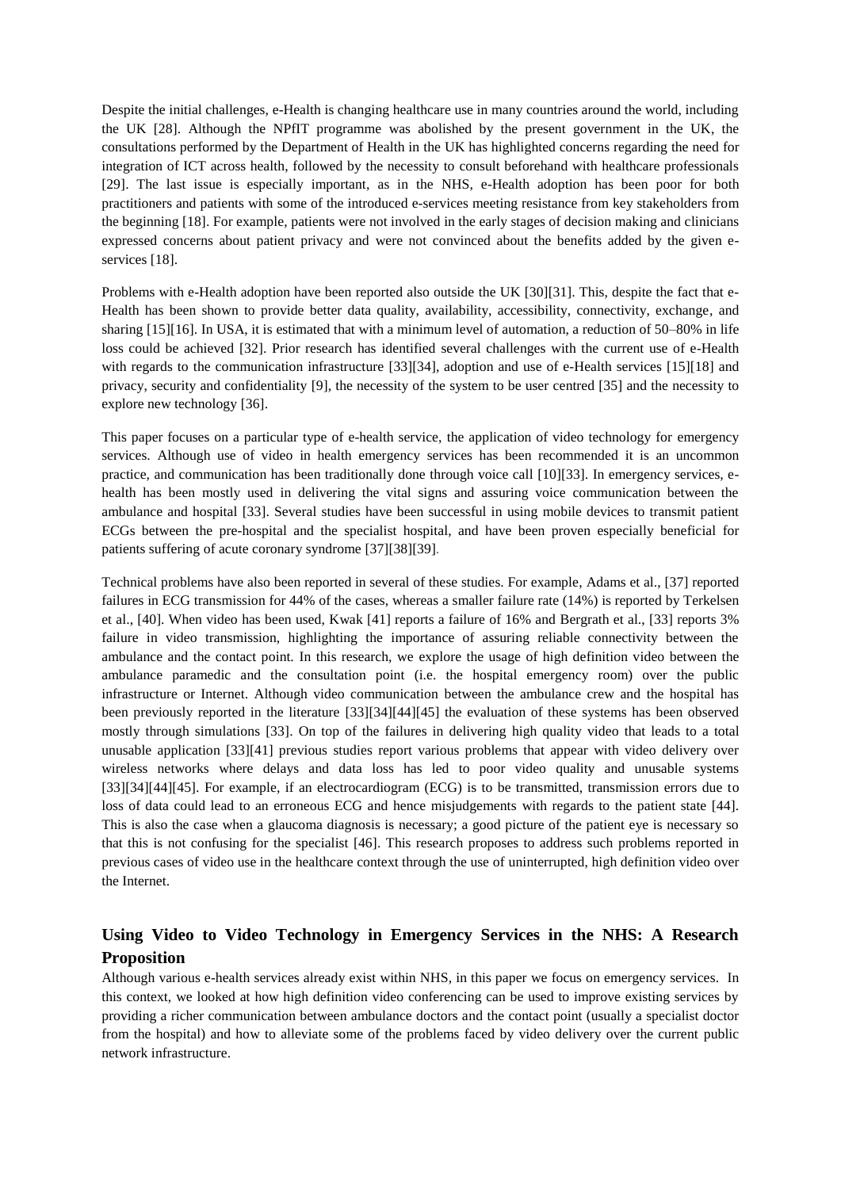Despite the initial challenges, e-Health is changing healthcare use in many countries around the world, including the UK [28]. Although the NPfIT programme was abolished by the present government in the UK, the consultations performed by the Department of Health in the UK has highlighted concerns regarding the need for integration of ICT across health, followed by the necessity to consult beforehand with healthcare professionals [29]. The last issue is especially important, as in the NHS, e-Health adoption has been poor for both practitioners and patients with some of the introduced e-services meeting resistance from key stakeholders from the beginning [18]. For example, patients were not involved in the early stages of decision making and clinicians expressed concerns about patient privacy and were not convinced about the benefits added by the given e-services [18].

Problems with e-Health adoption have been reported also outside the UK [30][31]. This, despite the fact that e-Health has been shown to provide better data quality, availability, accessibility, connectivity, exchange, and sharing [15][16]. In USA, it is estimated that with a minimum level of automation, a reduction of 50–80% in life loss could be achieved [32]. Prior research has identified several challenges with the current use of e-Health with regards to the communication infrastructure [33][34], adoption and use of e-Health services [15][18] and privacy, security and confidentiality [9], the necessity of the system to be user centred [35] and the necessity to explore new technology [36].

This paper focuses on a particular type of e-health service, the application of video technology for emergency services. Although use of video in health emergency services has been recommended it is an uncommon practice, and communication has been traditionally done through voice call [10][33]. In emergency services, e-health has been mostly used in delivering the vital signs and assuring voice communication between the ambulance and hospital [33]. Several studies have been successful in using mobile devices to transmit patient ECGs between the pre-hospital and the specialist hospital, and have been proven especially beneficial for patients suffering of acute coronary syndrome [37][38][39].

Technical problems have also been reported in several of these studies. For example, Adams et al., [37] reported failures in ECG transmission for 44% of the cases, whereas a smaller failure rate (14%) is reported by Terkelsen et al., [40]. When video has been used, Kwak [41] reports a failure of 16% and Bergrath et al., [33] reports 3% failure in video transmission, highlighting the importance of assuring reliable connectivity between the ambulance and the contact point. In this research, we explore the usage of high definition video between the ambulance paramedic and the consultation point (i.e. the hospital emergency room) over the public infrastructure or Internet. Although video communication between the ambulance crew and the hospital has been previously reported in the literature [33][34][44][45] the evaluation of these systems has been observed mostly through simulations [33]. On top of the failures in delivering high quality video that leads to a total unusable application [33][41] previous studies report various problems that appear with video delivery over wireless networks where delays and data loss has led to poor video quality and unusable systems [33][34][44][45]. For example, if an electrocardiogram (ECG) is to be transmitted, transmission errors due to loss of data could lead to an erroneous ECG and hence misjudgements with regards to the patient state [44]. This is also the case when a glaucoma diagnosis is necessary; a good picture of the patient eye is necessary so that this is not confusing for the specialist [46]. This research proposes to address such problems reported in previous cases of video use in the healthcare context through the use of uninterrupted, high definition video over the Internet.

## Using Video to Video Technology in Emergency Services in the NHS: A Research Proposition

Although various e-health services already exist within NHS, in this paper we focus on emergency services. In this context, we looked at how high definition video conferencing can be used to improve existing services by providing a richer communication between ambulance doctors and the contact point (usually a specialist doctor from the hospital) and how to alleviate some of the problems faced by video delivery over the current public network infrastructure.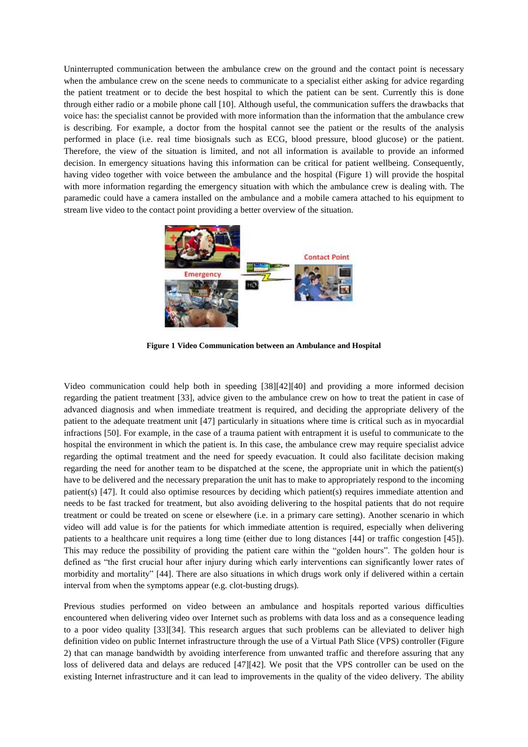Uninterrupted communication between the ambulance crew on the ground and the contact point is necessary when the ambulance crew on the scene needs to communicate to a specialist either asking for advice regarding the patient treatment or to decide the best hospital to which the patient can be sent. Currently this is done through either radio or a mobile phone call [10]. Although useful, the communication suffers the drawbacks that voice has: the specialist cannot be provided with more information than the information that the ambulance crew is describing. For example, a doctor from the hospital cannot see the patient or the results of the analysis performed in place (i.e. real time biosignals such as ECG, blood pressure, blood glucose) or the patient. Therefore, the view of the situation is limited, and not all information is available to provide an informed decision. In emergency situations having this information can be critical for patient wellbeing. Consequently, having video together with voice between the ambulance and the hospital (Figure 1) will provide the hospital with more information regarding the emergency situation with which the ambulance crew is dealing with. The paramedic could have a camera installed on the ambulance and a mobile camera attached to his equipment to stream live video to the contact point providing a better overview of the situation.

**Figure 1 Video Communication between an Ambulance and Hospital**

Video communication could help both in speeding [38][42][40] and providing a more informed decision regarding the patient treatment [33], advice given to the ambulance crew on how to treat the patient in case of advanced diagnosis and when immediate treatment is required, and deciding the appropriate delivery of the patient to the adequate treatment unit [47] particularly in situations where time is critical such as in myocardial infractions [50]. For example, in the case of a trauma patient with entrapment it is useful to communicate to the hospital the environment in which the patient is. In this case, the ambulance crew may require specialist advice regarding the optimal treatment and the need for speedy evacuation. It could also facilitate decision making regarding the need for another team to be dispatched at the scene, the appropriate unit in which the patient(s) have to be delivered and the necessary preparation the unit has to make to appropriately respond to the incoming patient(s) [47]. It could also optimise resources by deciding which patient(s) requires immediate attention and needs to be fast tracked for treatment, but also avoiding delivering to the hospital patients that do not require treatment or could be treated on scene or elsewhere (i.e. in a primary care setting). Another scenario in which video will add value is for the patients for which immediate attention is required, especially when delivering patients to a healthcare unit requires a long time (either due to long distances [44] or traffic congestion [45]). This may reduce the possibility of providing the patient care within the "golden hours". The golden hour is defined as "the first crucial hour after injury during which early interventions can significantly lower rates of morbidity and mortality" [44]. There are also situations in which drugs work only if delivered within a certain interval from when the symptoms appear (e.g. clot-busting drugs).

Previous studies performed on video between an ambulance and hospitals reported various difficulties encountered when delivering video over Internet such as problems with data loss and as a consequence leading to a poor video quality [33][34]. This research argues that such problems can be alleviated to deliver high definition video on public Internet infrastructure through the use of a Virtual Path Slice (VPS) controller (Figure 2) that can manage bandwidth by avoiding interference from unwanted traffic and therefore assuring that any loss of delivered data and delays are reduced [47][42]. We posit that the VPS controller can be used on the existing Internet infrastructure and it can lead to improvements in the quality of the video delivery. The ability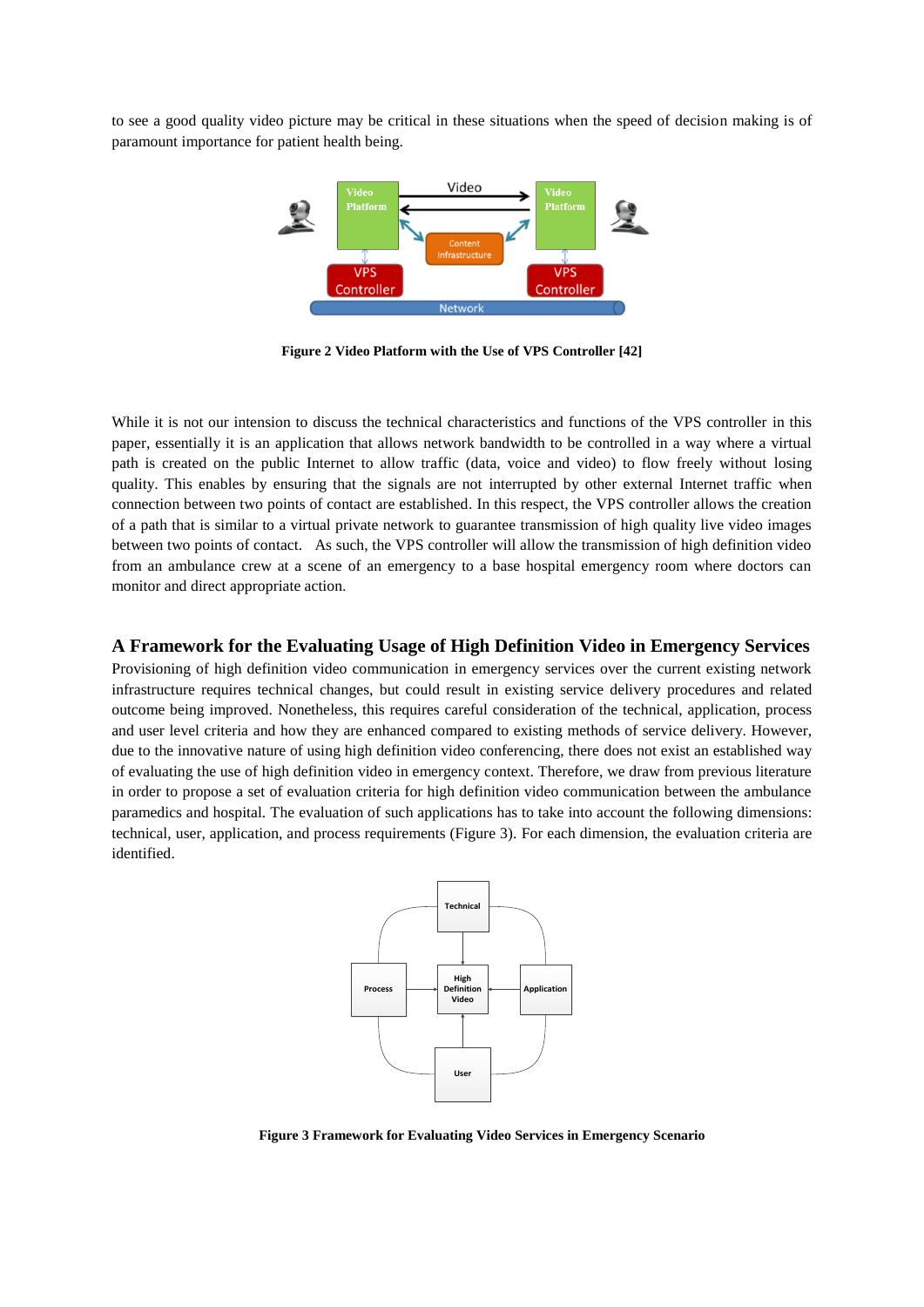to see a good quality video picture may be critical in these situations when the speed of decision making is of paramount importance for patient health being.

Video
Video Platform
Video Platform
Content Infrastructure
VPS Controller
VPS Controller
Network

**Figure 2 Video Platform with the Use of VPS Controller [42]**

While it is not our intension to discuss the technical characteristics and functions of the VPS controller in this paper, essentially it is an application that allows network bandwidth to be controlled in a way where a virtual path is created on the public Internet to allow traffic (data, voice and video) to flow freely without losing quality. This enables by ensuring that the signals are not interrupted by other external Internet traffic when connection between two points of contact are established. In this respect, the VPS controller allows the creation of a path that is similar to a virtual private network to guarantee transmission of high quality live video images between two points of contact. As such, the VPS controller will allow the transmission of high definition video from an ambulance crew at a scene of an emergency to a base hospital emergency room where doctors can monitor and direct appropriate action.

## A Framework for the Evaluating Usage of High Definition Video in Emergency Services

Provisioning of high definition video communication in emergency services over the current existing network infrastructure requires technical changes, but could result in existing service delivery procedures and related outcome being improved. Nonetheless, this requires careful consideration of the technical, application, process and user level criteria and how they are enhanced compared to existing methods of service delivery. However, due to the innovative nature of using high definition video conferencing, there does not exist an established way of evaluating the use of high definition video in emergency context. Therefore, we draw from previous literature in order to propose a set of evaluation criteria for high definition video communication between the ambulance paramedics and hospital. The evaluation of such applications has to take into account the following dimensions: technical, user, application, and process requirements (Figure 3). For each dimension, the evaluation criteria are identified.

Technical
Process
High Definition Video
Application
User

**Figure 3 Framework for Evaluating Video Services in Emergency Scenario**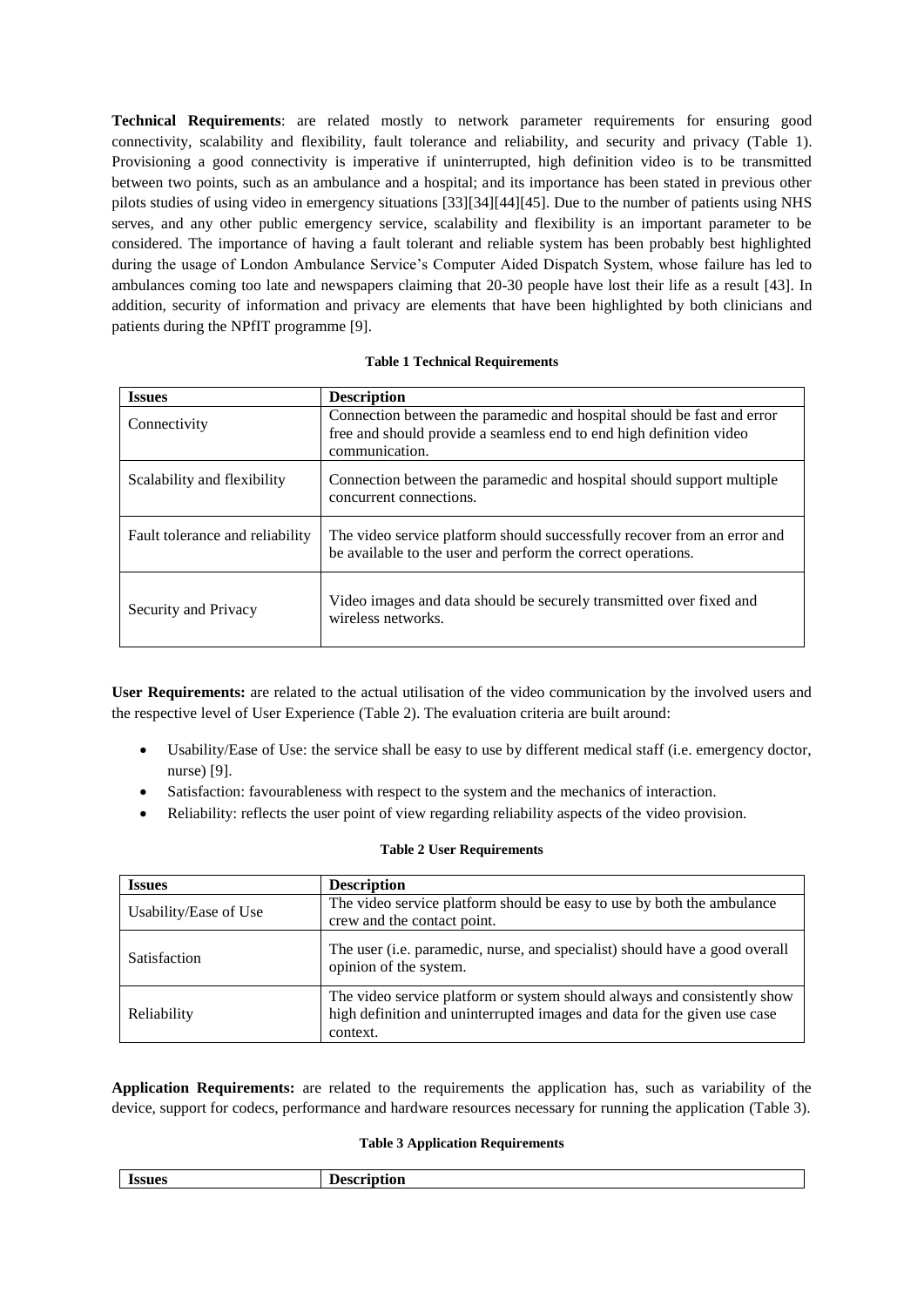**Technical Requirements**: are related mostly to network parameter requirements for ensuring good connectivity, scalability and flexibility, fault tolerance and reliability, and security and privacy (Table 1). Provisioning a good connectivity is imperative if uninterrupted, high definition video is to be transmitted between two points, such as an ambulance and a hospital; and its importance has been stated in previous other pilots studies of using video in emergency situations [33][34][44][45]. Due to the number of patients using NHS serves, and any other public emergency service, scalability and flexibility is an important parameter to be considered. The importance of having a fault tolerant and reliable system has been probably best highlighted during the usage of London Ambulance Service's Computer Aided Dispatch System, whose failure has led to ambulances coming too late and newspapers claiming that 20-30 people have lost their life as a result [43]. In addition, security of information and privacy are elements that have been highlighted by both clinicians and patients during the NPfIT programme [9].

**Table 1 Technical Requirements**

| Issues | Description |
|---|---|
| Connectivity | Connection between the paramedic and hospital should be fast and error free and should provide a seamless end to end high definition video communication. |
| Scalability and flexibility | Connection between the paramedic and hospital should support multiple concurrent connections. |
| Fault tolerance and reliability | The video service platform should successfully recover from an error and be available to the user and perform the correct operations. |
| Security and Privacy | Video images and data should be securely transmitted over fixed and wireless networks. |

**User Requirements:** are related to the actual utilisation of the video communication by the involved users and the respective level of User Experience (Table 2). The evaluation criteria are built around:

- Usability/Ease of Use: the service shall be easy to use by different medical staff (i.e. emergency doctor, nurse) [9].
- Satisfaction: favourableness with respect to the system and the mechanics of interaction.
- Reliability: reflects the user point of view regarding reliability aspects of the video provision.

**Table 2 User Requirements**

| Issues | Description |
|---|---|
| Usability/Ease of Use | The video service platform should be easy to use by both the ambulance crew and the contact point. |
| Satisfaction | The user (i.e. paramedic, nurse, and specialist) should have a good overall opinion of the system. |
| Reliability | The video service platform or system should always and consistently show high definition and uninterrupted images and data for the given use case context. |

**Application Requirements:** are related to the requirements the application has, such as variability of the device, support for codecs, performance and hardware resources necessary for running the application (Table 3).

**Table 3 Application Requirements**

| Issues | Description |
|---|---|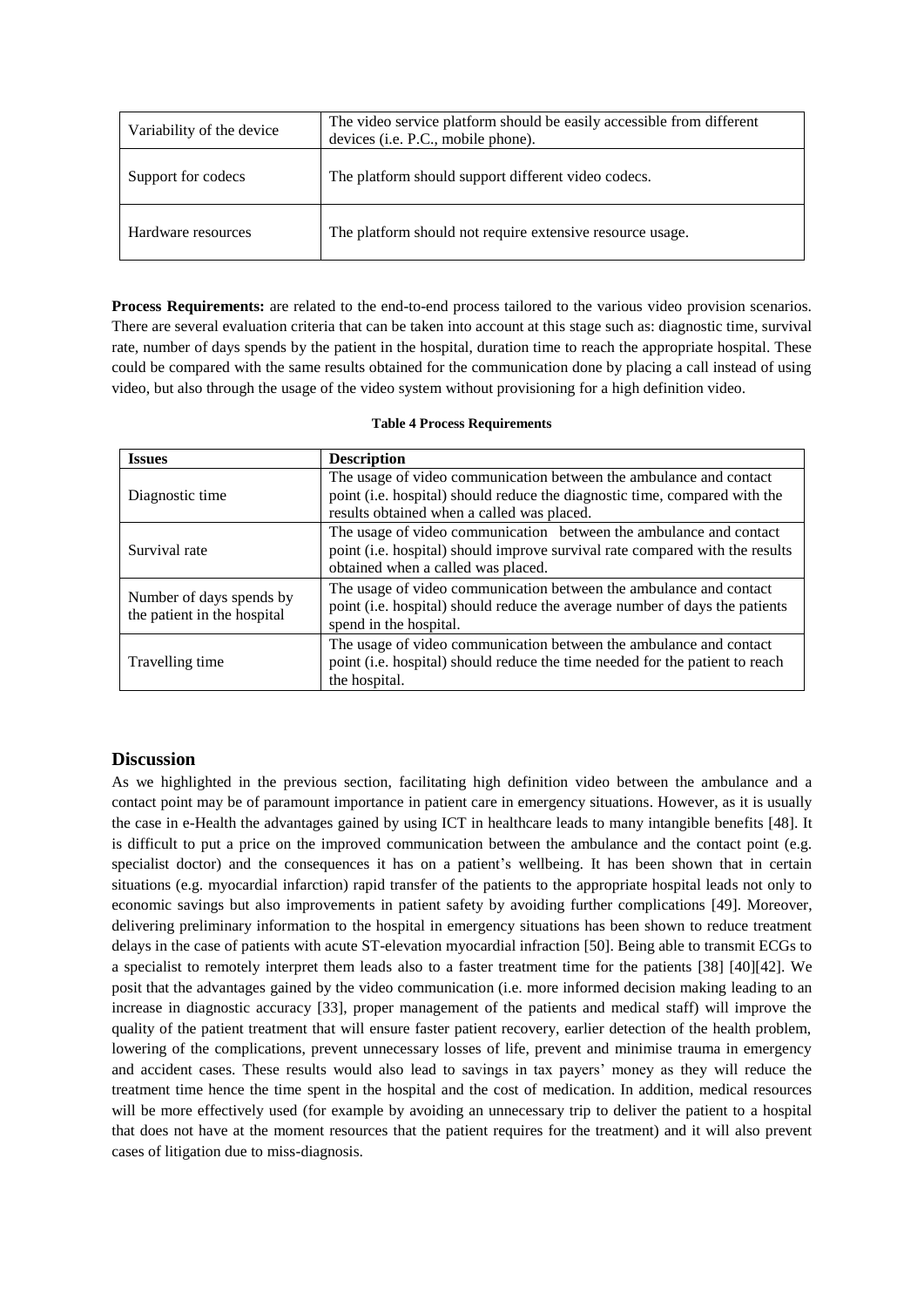| | |
|---|---|
| Variability of the device | The video service platform should be easily accessible from different devices (i.e. P.C., mobile phone). |
| Support for codecs | The platform should support different video codecs. |
| Hardware resources | The platform should not require extensive resource usage. |

**Process Requirements:** are related to the end-to-end process tailored to the various video provision scenarios. There are several evaluation criteria that can be taken into account at this stage such as: diagnostic time, survival rate, number of days spends by the patient in the hospital, duration time to reach the appropriate hospital. These could be compared with the same results obtained for the communication done by placing a call instead of using video, but also through the usage of the video system without provisioning for a high definition video.

**Table 4 Process Requirements**

| Issues | Description |
|---|---|
| Diagnostic time | The usage of video communication between the ambulance and contact point (i.e. hospital) should reduce the diagnostic time, compared with the results obtained when a called was placed. |
| Survival rate | The usage of video communication between the ambulance and contact point (i.e. hospital) should improve survival rate compared with the results obtained when a called was placed. |
| Number of days spends by the patient in the hospital | The usage of video communication between the ambulance and contact point (i.e. hospital) should reduce the average number of days the patients spend in the hospital. |
| Travelling time | The usage of video communication between the ambulance and contact point (i.e. hospital) should reduce the time needed for the patient to reach the hospital. |

## Discussion

As we highlighted in the previous section, facilitating high definition video between the ambulance and a contact point may be of paramount importance in patient care in emergency situations. However, as it is usually the case in e-Health the advantages gained by using ICT in healthcare leads to many intangible benefits [48]. It is difficult to put a price on the improved communication between the ambulance and the contact point (e.g. specialist doctor) and the consequences it has on a patient's wellbeing. It has been shown that in certain situations (e.g. myocardial infarction) rapid transfer of the patients to the appropriate hospital leads not only to economic savings but also improvements in patient safety by avoiding further complications [49]. Moreover, delivering preliminary information to the hospital in emergency situations has been shown to reduce treatment delays in the case of patients with acute ST-elevation myocardial infraction [50]. Being able to transmit ECGs to a specialist to remotely interpret them leads also to a faster treatment time for the patients [38] [40][42]. We posit that the advantages gained by the video communication (i.e. more informed decision making leading to an increase in diagnostic accuracy [33], proper management of the patients and medical staff) will improve the quality of the patient treatment that will ensure faster patient recovery, earlier detection of the health problem, lowering of the complications, prevent unnecessary losses of life, prevent and minimise trauma in emergency and accident cases. These results would also lead to savings in tax payers' money as they will reduce the treatment time hence the time spent in the hospital and the cost of medication. In addition, medical resources will be more effectively used (for example by avoiding an unnecessary trip to deliver the patient to a hospital that does not have at the moment resources that the patient requires for the treatment) and it will also prevent cases of litigation due to miss-diagnosis.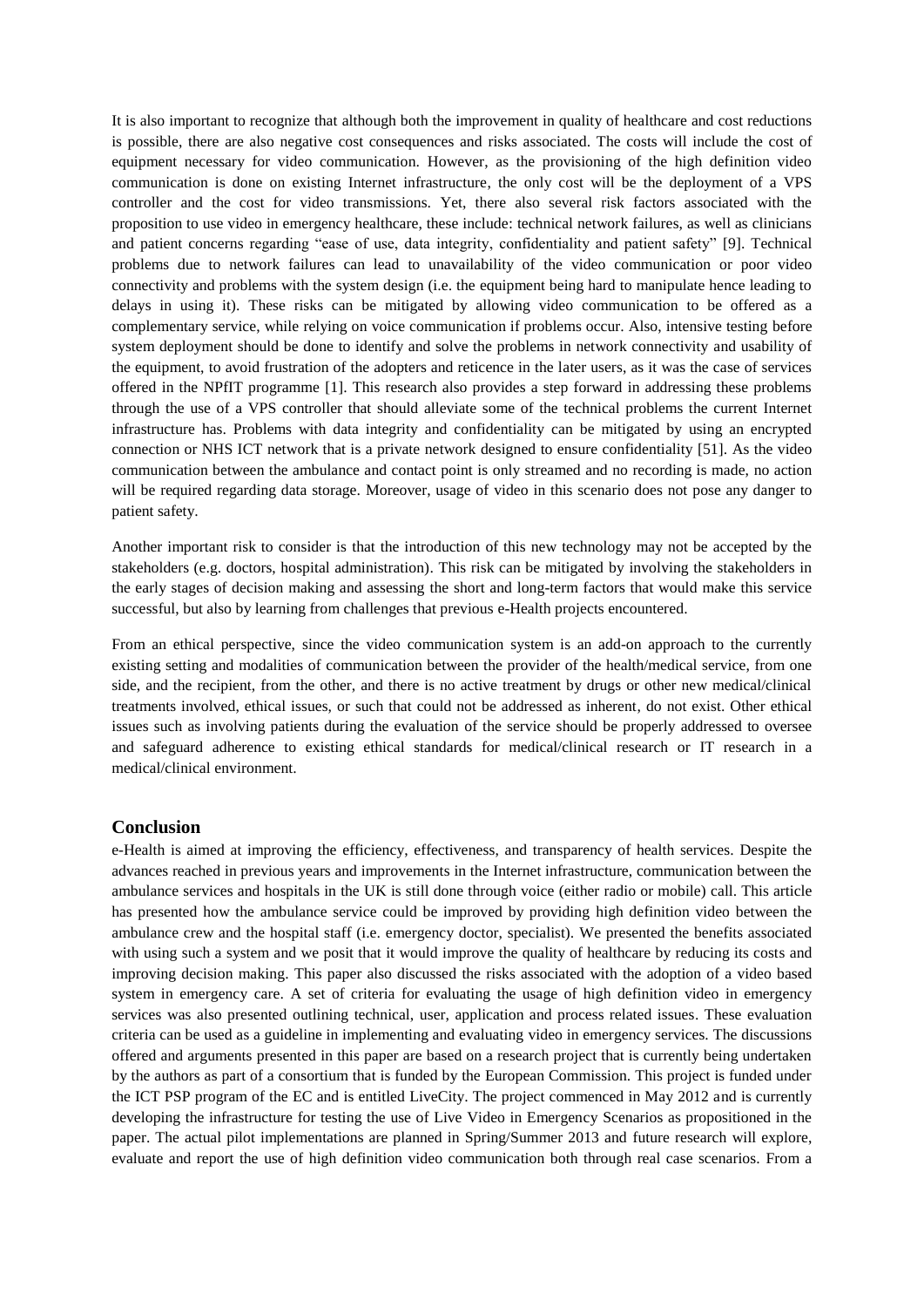It is also important to recognize that although both the improvement in quality of healthcare and cost reductions is possible, there are also negative cost consequences and risks associated. The costs will include the cost of equipment necessary for video communication. However, as the provisioning of the high definition video communication is done on existing Internet infrastructure, the only cost will be the deployment of a VPS controller and the cost for video transmissions. Yet, there also several risk factors associated with the proposition to use video in emergency healthcare, these include: technical network failures, as well as clinicians and patient concerns regarding "ease of use, data integrity, confidentiality and patient safety" [9]. Technical problems due to network failures can lead to unavailability of the video communication or poor video connectivity and problems with the system design (i.e. the equipment being hard to manipulate hence leading to delays in using it). These risks can be mitigated by allowing video communication to be offered as a complementary service, while relying on voice communication if problems occur. Also, intensive testing before system deployment should be done to identify and solve the problems in network connectivity and usability of the equipment, to avoid frustration of the adopters and reticence in the later users, as it was the case of services offered in the NPfIT programme [1]. This research also provides a step forward in addressing these problems through the use of a VPS controller that should alleviate some of the technical problems the current Internet infrastructure has. Problems with data integrity and confidentiality can be mitigated by using an encrypted connection or NHS ICT network that is a private network designed to ensure confidentiality [51]. As the video communication between the ambulance and contact point is only streamed and no recording is made, no action will be required regarding data storage. Moreover, usage of video in this scenario does not pose any danger to patient safety.

Another important risk to consider is that the introduction of this new technology may not be accepted by the stakeholders (e.g. doctors, hospital administration). This risk can be mitigated by involving the stakeholders in the early stages of decision making and assessing the short and long-term factors that would make this service successful, but also by learning from challenges that previous e-Health projects encountered.

From an ethical perspective, since the video communication system is an add-on approach to the currently existing setting and modalities of communication between the provider of the health/medical service, from one side, and the recipient, from the other, and there is no active treatment by drugs or other new medical/clinical treatments involved, ethical issues, or such that could not be addressed as inherent, do not exist. Other ethical issues such as involving patients during the evaluation of the service should be properly addressed to oversee and safeguard adherence to existing ethical standards for medical/clinical research or IT research in a medical/clinical environment.

## Conclusion

e-Health is aimed at improving the efficiency, effectiveness, and transparency of health services. Despite the advances reached in previous years and improvements in the Internet infrastructure, communication between the ambulance services and hospitals in the UK is still done through voice (either radio or mobile) call. This article has presented how the ambulance service could be improved by providing high definition video between the ambulance crew and the hospital staff (i.e. emergency doctor, specialist). We presented the benefits associated with using such a system and we posit that it would improve the quality of healthcare by reducing its costs and improving decision making. This paper also discussed the risks associated with the adoption of a video based system in emergency care. A set of criteria for evaluating the usage of high definition video in emergency services was also presented outlining technical, user, application and process related issues. These evaluation criteria can be used as a guideline in implementing and evaluating video in emergency services. The discussions offered and arguments presented in this paper are based on a research project that is currently being undertaken by the authors as part of a consortium that is funded by the European Commission. This project is funded under the ICT PSP program of the EC and is entitled LiveCity. The project commenced in May 2012 and is currently developing the infrastructure for testing the use of Live Video in Emergency Scenarios as propositioned in the paper. The actual pilot implementations are planned in Spring/Summer 2013 and future research will explore, evaluate and report the use of high definition video communication both through real case scenarios. From a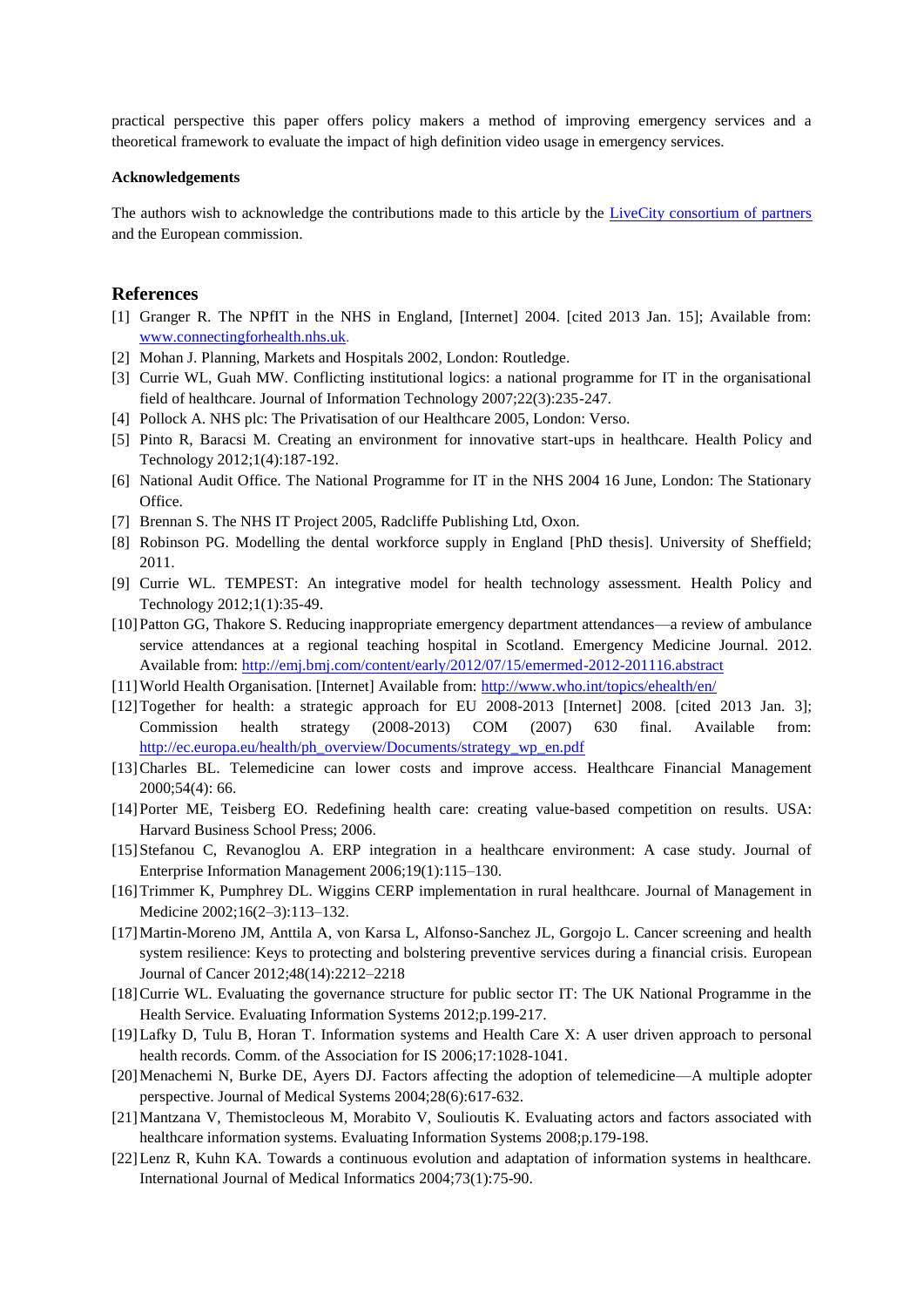practical perspective this paper offers policy makers a method of improving emergency services and a theoretical framework to evaluate the impact of high definition video usage in emergency services.

**Acknowledgements**

The authors wish to acknowledge the contributions made to this article by the LiveCity consortium of partners and the European commission.

## References

[1] Granger R. The NPfIT in the NHS in England, [Internet] 2004. [cited 2013 Jan. 15]; Available from: www.connectingforhealth.nhs.uk.

[2] Mohan J. Planning, Markets and Hospitals 2002, London: Routledge.

[3] Currie WL, Guah MW. Conflicting institutional logics: a national programme for IT in the organisational field of healthcare. Journal of Information Technology 2007;22(3):235-247.

[4] Pollock A. NHS plc: The Privatisation of our Healthcare 2005, London: Verso.

[5] Pinto R, Baracsi M. Creating an environment for innovative start-ups in healthcare. Health Policy and Technology 2012;1(4):187-192.

[6] National Audit Office. The National Programme for IT in the NHS 2004 16 June, London: The Stationary Office.

[7] Brennan S. The NHS IT Project 2005, Radcliffe Publishing Ltd, Oxon.

[8] Robinson PG. Modelling the dental workforce supply in England [PhD thesis]. University of Sheffield; 2011.

[9] Currie WL. TEMPEST: An integrative model for health technology assessment. Health Policy and Technology 2012;1(1):35-49.

[10] Patton GG, Thakore S. Reducing inappropriate emergency department attendances—a review of ambulance service attendances at a regional teaching hospital in Scotland. Emergency Medicine Journal. 2012. Available from: http://emj.bmj.com/content/early/2012/07/15/emermed-2012-201116.abstract

[11] World Health Organisation. [Internet] Available from: http://www.who.int/topics/ehealth/en/

[12] Together for health: a strategic approach for EU 2008-2013 [Internet] 2008. [cited 2013 Jan. 3]; Commission health strategy (2008-2013) COM (2007) 630 final. Available from: http://ec.europa.eu/health/ph_overview/Documents/strategy_wp_en.pdf

[13] Charles BL. Telemedicine can lower costs and improve access. Healthcare Financial Management 2000;54(4): 66.

[14] Porter ME, Teisberg EO. Redefining health care: creating value-based competition on results. USA: Harvard Business School Press; 2006.

[15] Stefanou C, Revanoglou A. ERP integration in a healthcare environment: A case study. Journal of Enterprise Information Management 2006;19(1):115–130.

[16] Trimmer K, Pumphrey DL. Wiggins CERP implementation in rural healthcare. Journal of Management in Medicine 2002;16(2–3):113–132.

[17] Martin-Moreno JM, Anttila A, von Karsa L, Alfonso-Sanchez JL, Gorgojo L. Cancer screening and health system resilience: Keys to protecting and bolstering preventive services during a financial crisis. European Journal of Cancer 2012;48(14):2212–2218

[18] Currie WL. Evaluating the governance structure for public sector IT: The UK National Programme in the Health Service. Evaluating Information Systems 2012;p.199-217.

[19] Lafky D, Tulu B, Horan T. Information systems and Health Care X: A user driven approach to personal health records. Comm. of the Association for IS 2006;17:1028-1041.

[20] Menachemi N, Burke DE, Ayers DJ. Factors affecting the adoption of telemedicine—A multiple adopter perspective. Journal of Medical Systems 2004;28(6):617-632.

[21] Mantzana V, Themistocleous M, Morabito V, Soulioutis K. Evaluating actors and factors associated with healthcare information systems. Evaluating Information Systems 2008;p.179-198.

[22] Lenz R, Kuhn KA. Towards a continuous evolution and adaptation of information systems in healthcare. International Journal of Medical Informatics 2004;73(1):75-90.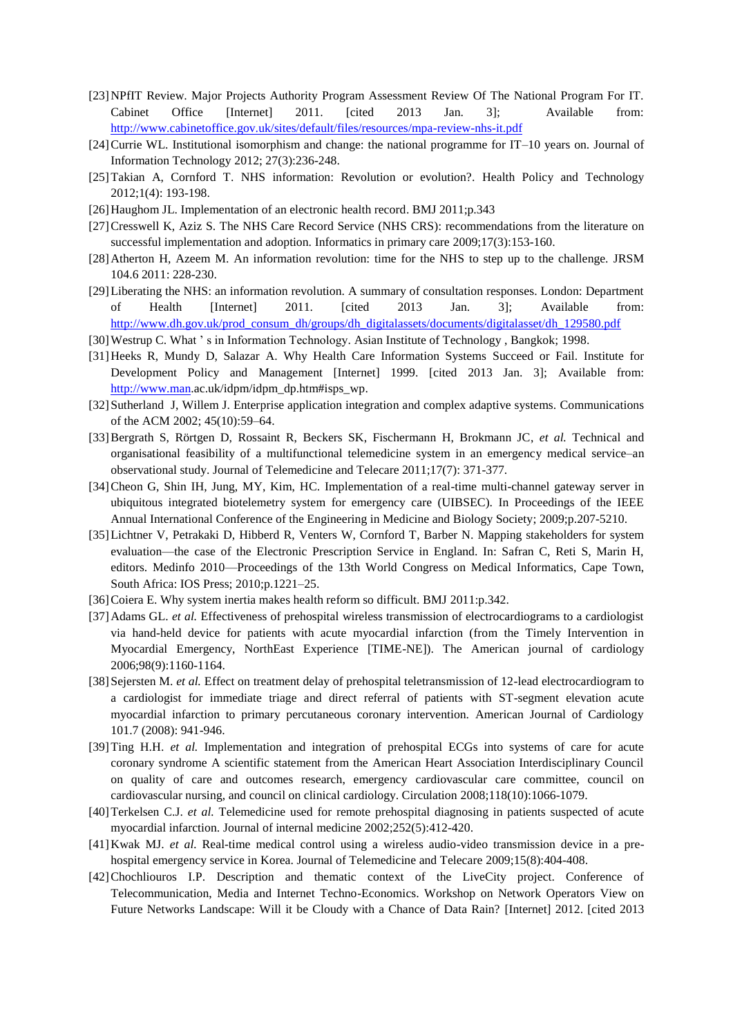[23] NPfIT Review. Major Projects Authority Program Assessment Review Of The National Program For IT. Cabinet Office [Internet] 2011. [cited 2013 Jan. 3]; Available from: http://www.cabinetoffice.gov.uk/sites/default/files/resources/mpa-review-nhs-it.pdf

[24] Currie WL. Institutional isomorphism and change: the national programme for IT–10 years on. Journal of Information Technology 2012; 27(3):236-248.

[25] Takian A, Cornford T. NHS information: Revolution or evolution?. Health Policy and Technology 2012;1(4): 193-198.

[26] Haughom JL. Implementation of an electronic health record. BMJ 2011;p.343

[27] Cresswell K, Aziz S. The NHS Care Record Service (NHS CRS): recommendations from the literature on successful implementation and adoption. Informatics in primary care 2009;17(3):153-160.

[28] Atherton H, Azeem M. An information revolution: time for the NHS to step up to the challenge. JRSM 104.6 2011: 228-230.

[29] Liberating the NHS: an information revolution. A summary of consultation responses. London: Department of Health [Internet] 2011. [cited 2013 Jan. 3]; Available from: http://www.dh.gov.uk/prod_consum_dh/groups/dh_digitalassets/documents/digitalasset/dh_129580.pdf

[30] Westrup C. What ' s in Information Technology. Asian Institute of Technology , Bangkok; 1998.

[31] Heeks R, Mundy D, Salazar A. Why Health Care Information Systems Succeed or Fail. Institute for Development Policy and Management [Internet] 1999. [cited 2013 Jan. 3]; Available from: http://www.man.ac.uk/idpm/idpm_dp.htm#isps_wp.

[32] Sutherland J, Willem J. Enterprise application integration and complex adaptive systems. Communications of the ACM 2002; 45(10):59–64.

[33] Bergrath S, Rörtgen D, Rossaint R, Beckers SK, Fischermann H, Brokmann JC, *et al.* Technical and organisational feasibility of a multifunctional telemedicine system in an emergency medical service–an observational study. Journal of Telemedicine and Telecare 2011;17(7): 371-377.

[34] Cheon G, Shin IH, Jung, MY, Kim, HC. Implementation of a real-time multi-channel gateway server in ubiquitous integrated biotelemetry system for emergency care (UIBSEC). In Proceedings of the IEEE Annual International Conference of the Engineering in Medicine and Biology Society; 2009;p.207-5210.

[35] Lichtner V, Petrakaki D, Hibberd R, Venters W, Cornford T, Barber N. Mapping stakeholders for system evaluation—the case of the Electronic Prescription Service in England. In: Safran C, Reti S, Marin H, editors. Medinfo 2010—Proceedings of the 13th World Congress on Medical Informatics, Cape Town, South Africa: IOS Press; 2010;p.1221–25.

[36] Coiera E. Why system inertia makes health reform so difficult. BMJ 2011:p.342.

[37] Adams GL. *et al.* Effectiveness of prehospital wireless transmission of electrocardiograms to a cardiologist via hand-held device for patients with acute myocardial infarction (from the Timely Intervention in Myocardial Emergency, NorthEast Experience [TIME-NE]). The American journal of cardiology 2006;98(9):1160-1164.

[38] Sejersten M. *et al.* Effect on treatment delay of prehospital teletransmission of 12-lead electrocardiogram to a cardiologist for immediate triage and direct referral of patients with ST-segment elevation acute myocardial infarction to primary percutaneous coronary intervention. American Journal of Cardiology 101.7 (2008): 941-946.

[39] Ting H.H. *et al.* Implementation and integration of prehospital ECGs into systems of care for acute coronary syndrome A scientific statement from the American Heart Association Interdisciplinary Council on quality of care and outcomes research, emergency cardiovascular care committee, council on cardiovascular nursing, and council on clinical cardiology. Circulation 2008;118(10):1066-1079.

[40] Terkelsen C.J. *et al.* Telemedicine used for remote prehospital diagnosing in patients suspected of acute myocardial infarction. Journal of internal medicine 2002;252(5):412-420.

[41] Kwak MJ. *et al.* Real-time medical control using a wireless audio-video transmission device in a pre-hospital emergency service in Korea. Journal of Telemedicine and Telecare 2009;15(8):404-408.

[42] Chochliouros I.P. Description and thematic context of the LiveCity project. Conference of Telecommunication, Media and Internet Techno-Economics. Workshop on Network Operators View on Future Networks Landscape: Will it be Cloudy with a Chance of Data Rain? [Internet] 2012. [cited 2013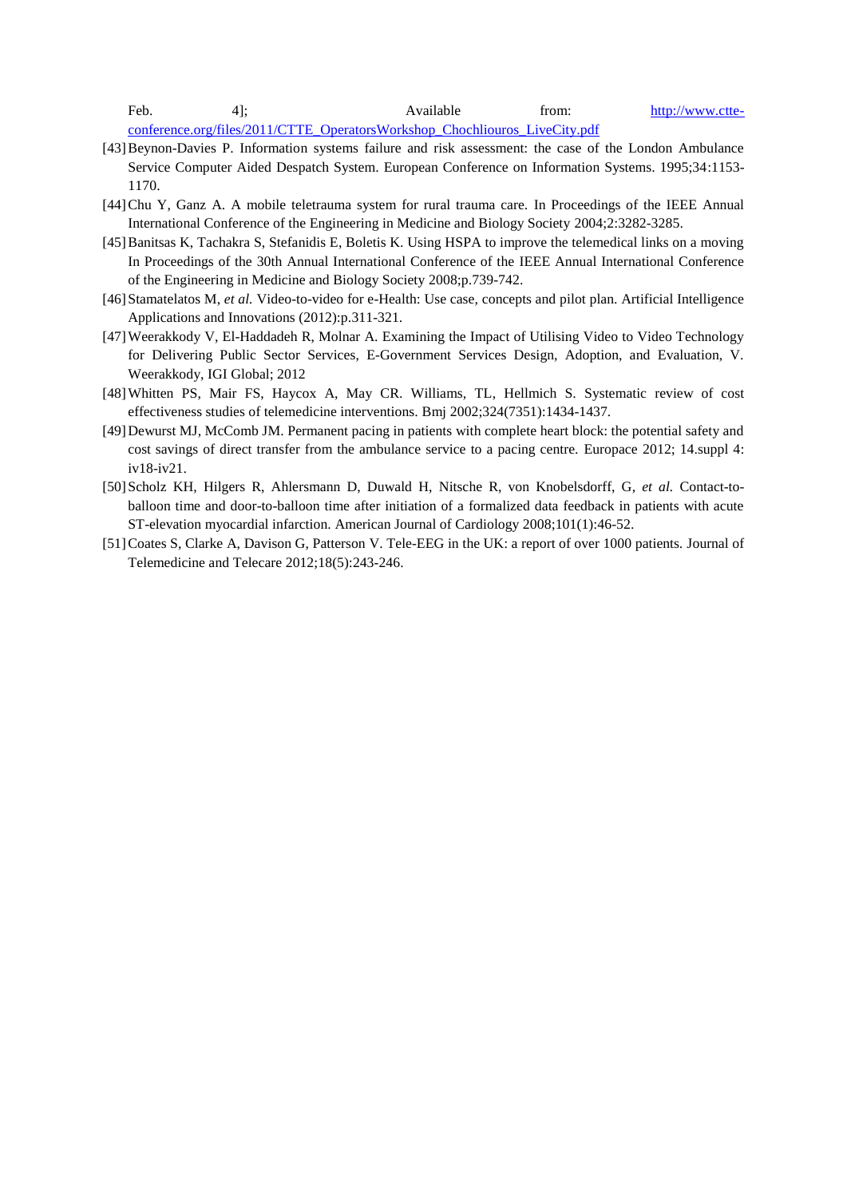Feb. 4]; Available from: http://www.ctte-conference.org/files/2011/CTTE_OperatorsWorkshop_Chochliouros_LiveCity.pdf

[43] Beynon-Davies P. Information systems failure and risk assessment: the case of the London Ambulance Service Computer Aided Despatch System. European Conference on Information Systems. 1995;34:1153-1170.

[44] Chu Y, Ganz A. A mobile teletrauma system for rural trauma care. In Proceedings of the IEEE Annual International Conference of the Engineering in Medicine and Biology Society 2004;2:3282-3285.

[45] Banitsas K, Tachakra S, Stefanidis E, Boletis K. Using HSPA to improve the telemedical links on a moving In Proceedings of the 30th Annual International Conference of the IEEE Annual International Conference of the Engineering in Medicine and Biology Society 2008;p.739-742.

[46] Stamatelatos M, *et al.* Video-to-video for e-Health: Use case, concepts and pilot plan. Artificial Intelligence Applications and Innovations (2012):p.311-321.

[47] Weerakkody V, El-Haddadeh R, Molnar A. Examining the Impact of Utilising Video to Video Technology for Delivering Public Sector Services, E-Government Services Design, Adoption, and Evaluation, V. Weerakkody, IGI Global; 2012

[48] Whitten PS, Mair FS, Haycox A, May CR. Williams, TL, Hellmich S. Systematic review of cost effectiveness studies of telemedicine interventions. Bmj 2002;324(7351):1434-1437.

[49] Dewurst MJ, McComb JM. Permanent pacing in patients with complete heart block: the potential safety and cost savings of direct transfer from the ambulance service to a pacing centre. Europace 2012; 14.suppl 4: iv18-iv21.

[50] Scholz KH, Hilgers R, Ahlersmann D, Duwald H, Nitsche R, von Knobelsdorff, G, *et al.* Contact-to-balloon time and door-to-balloon time after initiation of a formalized data feedback in patients with acute ST-elevation myocardial infarction. American Journal of Cardiology 2008;101(1):46-52.

[51] Coates S, Clarke A, Davison G, Patterson V. Tele-EEG in the UK: a report of over 1000 patients. Journal of Telemedicine and Telecare 2012;18(5):243-246.